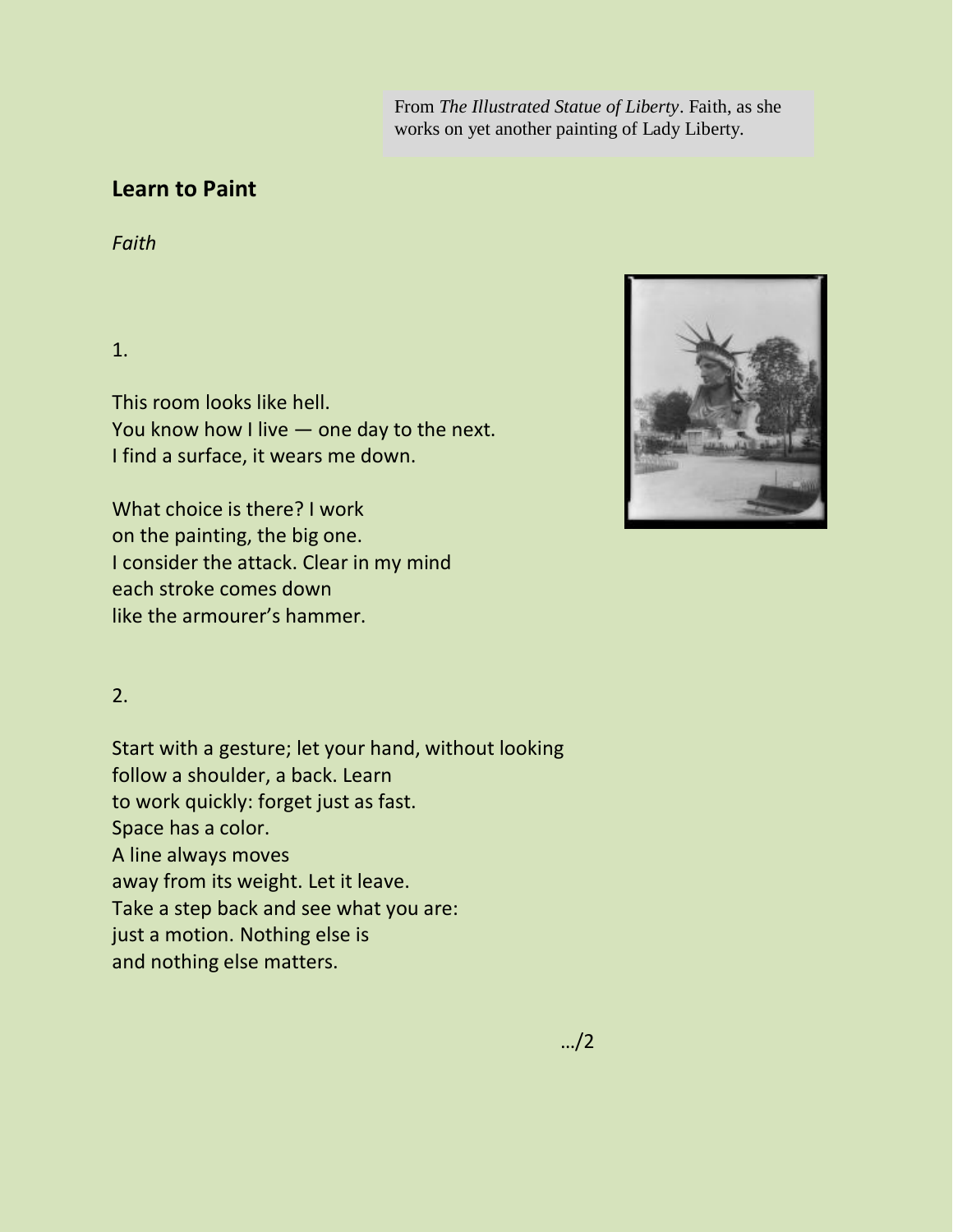From *The Illustrated Statue of Liberty*. Faith, as she works on yet another painting of Lady Liberty.

## Learn to Paint

*Faith*

1.

This room looks like hell.
You know how I live — one day to the next.
I find a surface, it wears me down.

What choice is there? I work
on the painting, the big one.
I consider the attack. Clear in my mind
each stroke comes down
like the armourer's hammer.

2.

Start with a gesture; let your hand, without looking
follow a shoulder, a back. Learn
to work quickly: forget just as fast.
Space has a color.
A line always moves
away from its weight. Let it leave.
Take a step back and see what you are:
just a motion. Nothing else is
and nothing else matters.

…/2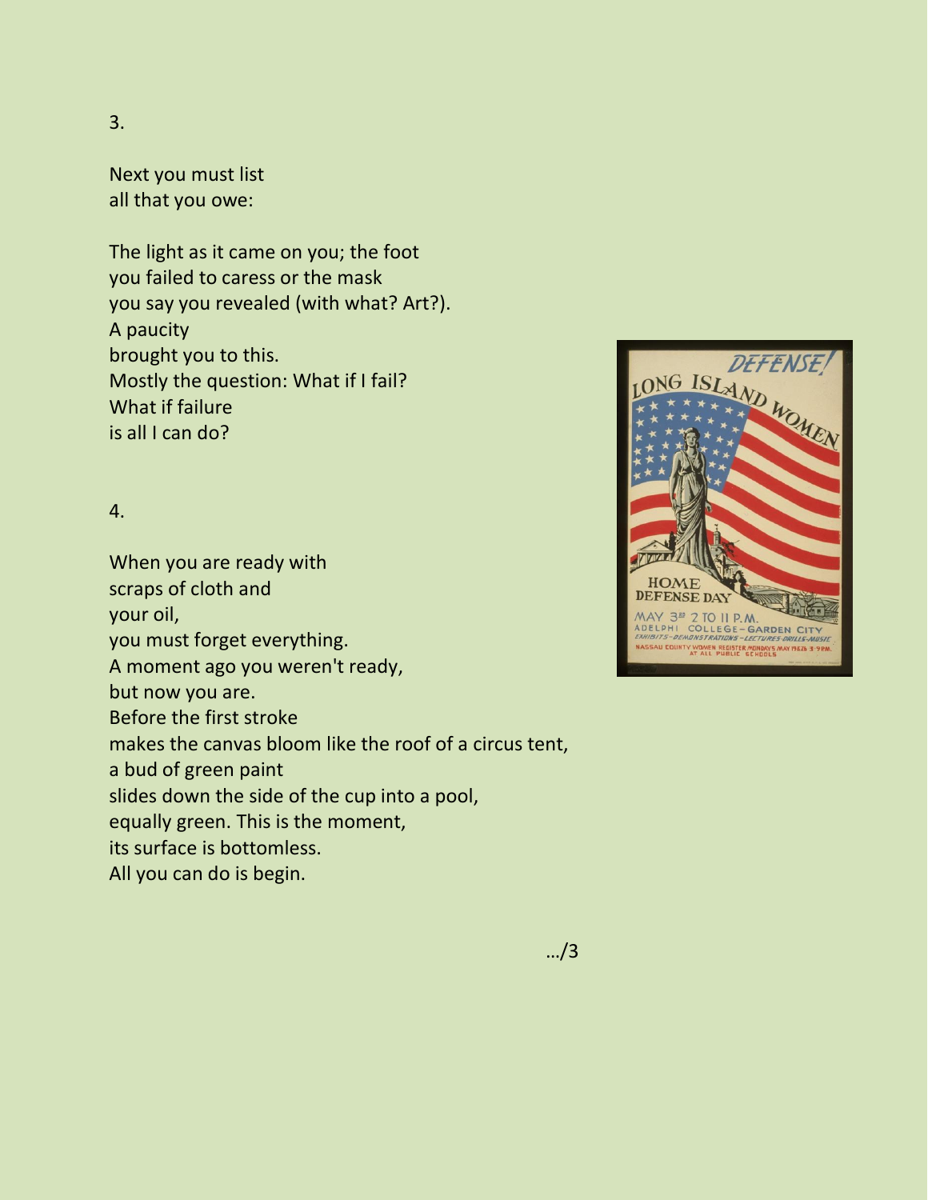3.

Next you must list
all that you owe:

The light as it came on you; the foot
you failed to caress or the mask
you say you revealed (with what? Art?).
A paucity
brought you to this.
Mostly the question: What if I fail?
What if failure
is all I can do?

4.

When you are ready with
scraps of cloth and
your oil,
you must forget everything.
A moment ago you weren't ready,
but now you are.
Before the first stroke
makes the canvas bloom like the roof of a circus tent,
a bud of green paint
slides down the side of the cup into a pool,
equally green. This is the moment,
its surface is bottomless.
All you can do is begin.

.../3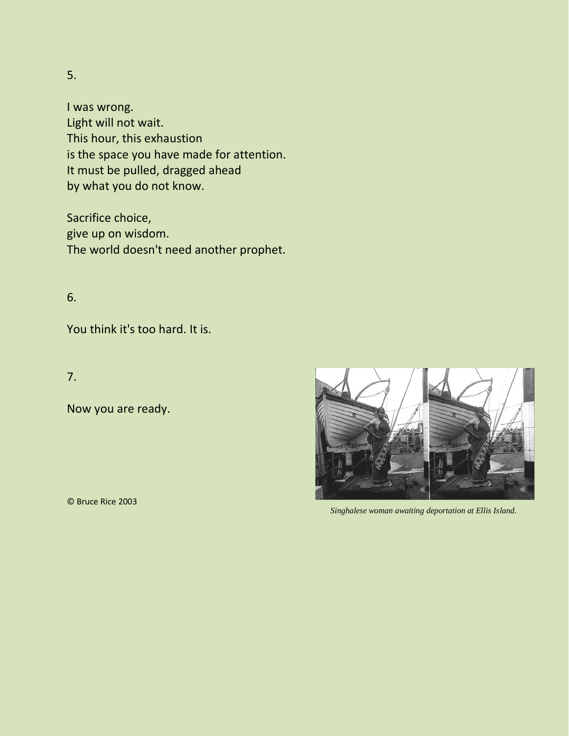5.

I was wrong.
Light will not wait.
This hour, this exhaustion
is the space you have made for attention.
It must be pulled, dragged ahead
by what you do not know.

Sacrifice choice,
give up on wisdom.
The world doesn't need another prophet.

6.

You think it's too hard. It is.

7.

Now you are ready.

© Bruce Rice 2003

*Singhalese woman awaiting deportation at Ellis Island.*